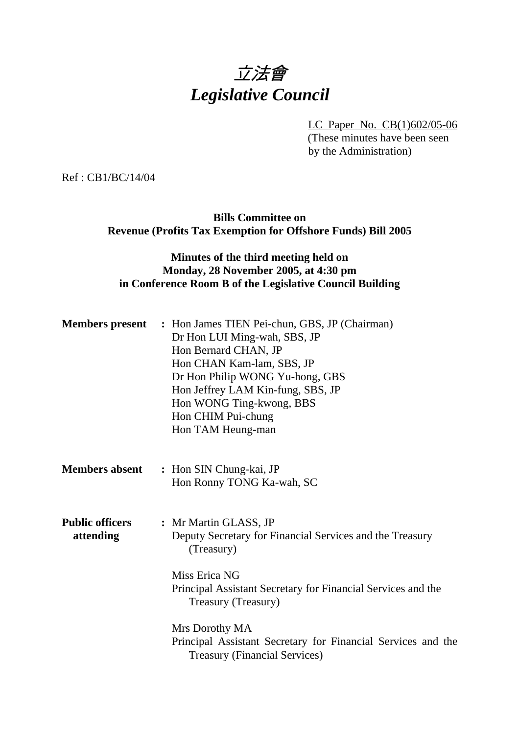# *立法會*
# *Legislative Council*

LC Paper No. CB(1)602/05-06
(These minutes have been seen by the Administration)

Ref : CB1/BC/14/04

**Bills Committee on**
**Revenue (Profits Tax Exemption for Offshore Funds) Bill 2005**

**Minutes of the third meeting held on**
**Monday, 28 November 2005, at 4:30 pm**
**in Conference Room B of the Legislative Council Building**

**Members present** : Hon James TIEN Pei-chun, GBS, JP (Chairman)
Dr Hon LUI Ming-wah, SBS, JP
Hon Bernard CHAN, JP
Hon CHAN Kam-lam, SBS, JP
Dr Hon Philip WONG Yu-hong, GBS
Hon Jeffrey LAM Kin-fung, SBS, JP
Hon WONG Ting-kwong, BBS
Hon CHIM Pui-chung
Hon TAM Heung-man

**Members absent** : Hon SIN Chung-kai, JP
Hon Ronny TONG Ka-wah, SC

**Public officers attending** : Mr Martin GLASS, JP
Deputy Secretary for Financial Services and the Treasury (Treasury)

Miss Erica NG
Principal Assistant Secretary for Financial Services and the Treasury (Treasury)

Mrs Dorothy MA
Principal Assistant Secretary for Financial Services and the Treasury (Financial Services)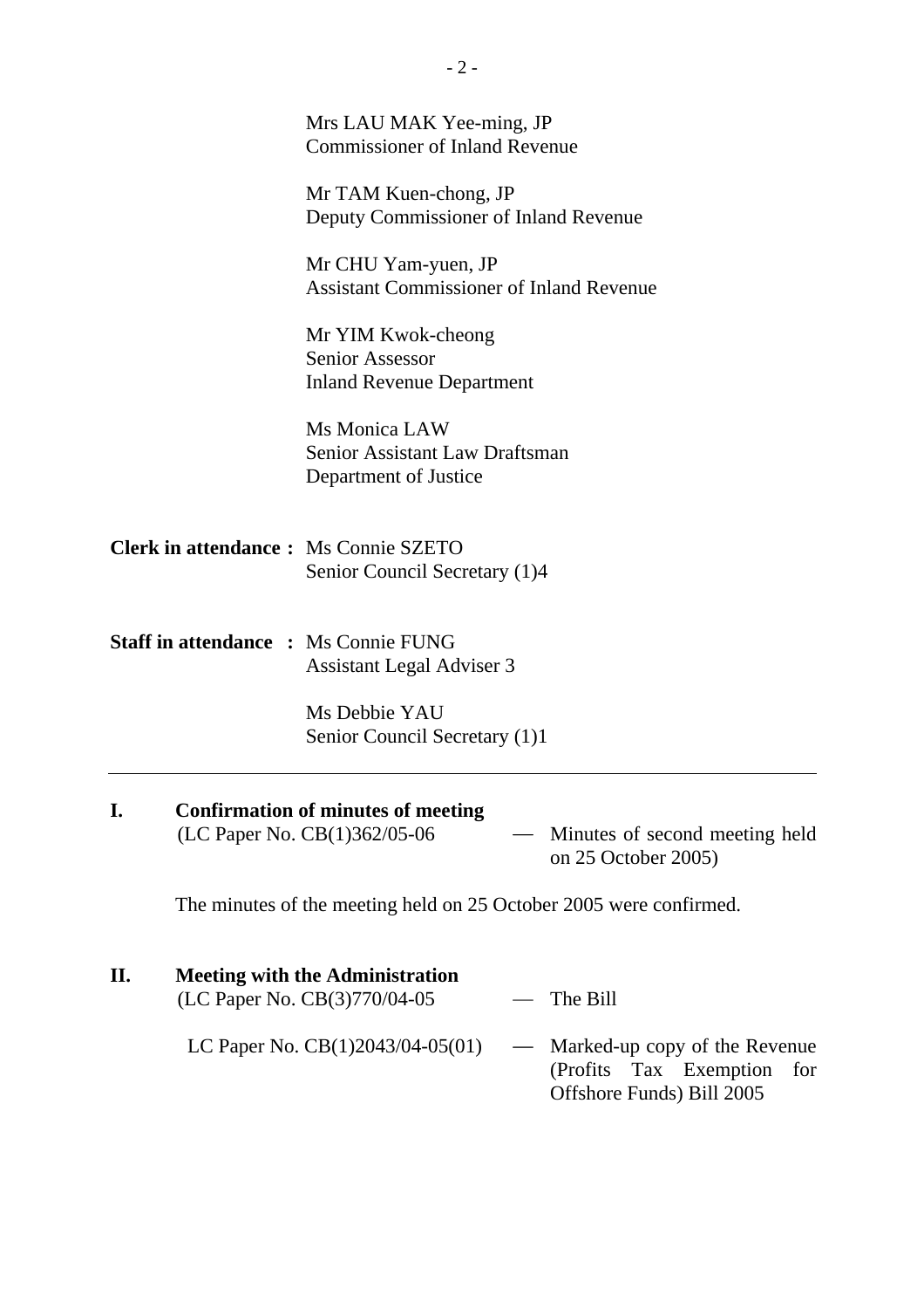Mrs LAU MAK Yee-ming, JP
Commissioner of Inland Revenue

Mr TAM Kuen-chong, JP
Deputy Commissioner of Inland Revenue

Mr CHU Yam-yuen, JP
Assistant Commissioner of Inland Revenue

Mr YIM Kwok-cheong
Senior Assessor
Inland Revenue Department

Ms Monica LAW
Senior Assistant Law Draftsman
Department of Justice

**Clerk in attendance :** Ms Connie SZETO
Senior Council Secretary (1)4

**Staff in attendance :** Ms Connie FUNG
Assistant Legal Adviser 3

Ms Debbie YAU
Senior Council Secretary (1)1

---

**I. Confirmation of minutes of meeting**

(LC Paper No. CB(1)362/05-06 — Minutes of second meeting held on 25 October 2005)

The minutes of the meeting held on 25 October 2005 were confirmed.

**II. Meeting with the Administration**

(LC Paper No. CB(3)770/04-05 — The Bill

LC Paper No. CB(1)2043/04-05(01) — Marked-up copy of the Revenue (Profits Tax Exemption for Offshore Funds) Bill 2005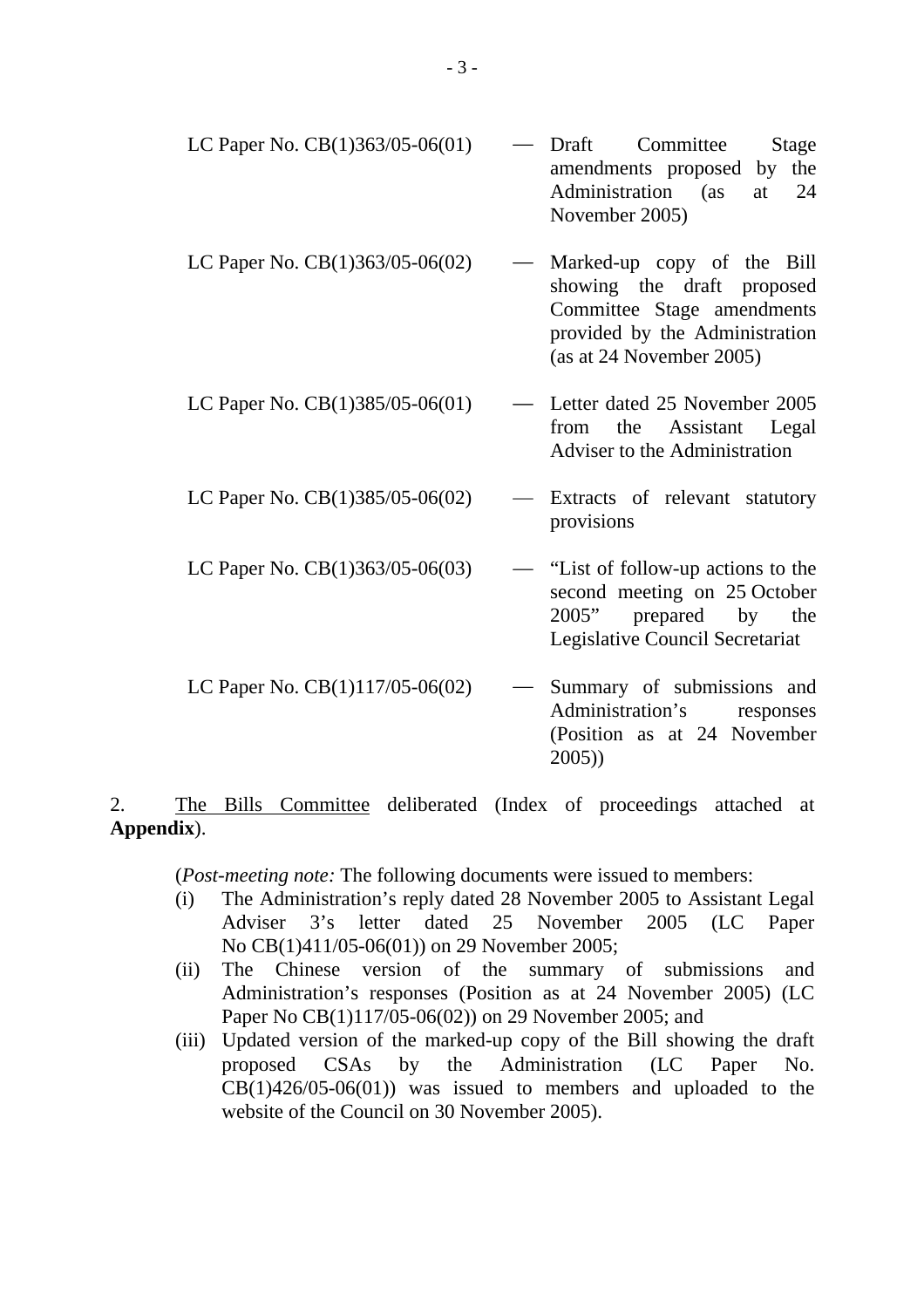| | | |
|---|---|---|
| LC Paper No. CB(1)363/05-06(01) | — | Draft Committee Stage amendments proposed by the Administration (as at 24 November 2005) |
| LC Paper No. CB(1)363/05-06(02) | — | Marked-up copy of the Bill showing the draft proposed Committee Stage amendments provided by the Administration (as at 24 November 2005) |
| LC Paper No. CB(1)385/05-06(01) | — | Letter dated 25 November 2005 from the Assistant Legal Adviser to the Administration |
| LC Paper No. CB(1)385/05-06(02) | — | Extracts of relevant statutory provisions |
| LC Paper No. CB(1)363/05-06(03) | — | "List of follow-up actions to the second meeting on 25 October 2005" prepared by the Legislative Council Secretariat |
| LC Paper No. CB(1)117/05-06(02) | — | Summary of submissions and Administration's responses (Position as at 24 November 2005)) |

2. The Bills Committee deliberated (Index of proceedings attached at **Appendix**).

(*Post-meeting note:* The following documents were issued to members:

(i) The Administration's reply dated 28 November 2005 to Assistant Legal Adviser 3's letter dated 25 November 2005 (LC Paper No CB(1)411/05-06(01)) on 29 November 2005;

(ii) The Chinese version of the summary of submissions and Administration's responses (Position as at 24 November 2005) (LC Paper No CB(1)117/05-06(02)) on 29 November 2005; and

(iii) Updated version of the marked-up copy of the Bill showing the draft proposed CSAs by the Administration (LC Paper No. CB(1)426/05-06(01)) was issued to members and uploaded to the website of the Council on 30 November 2005).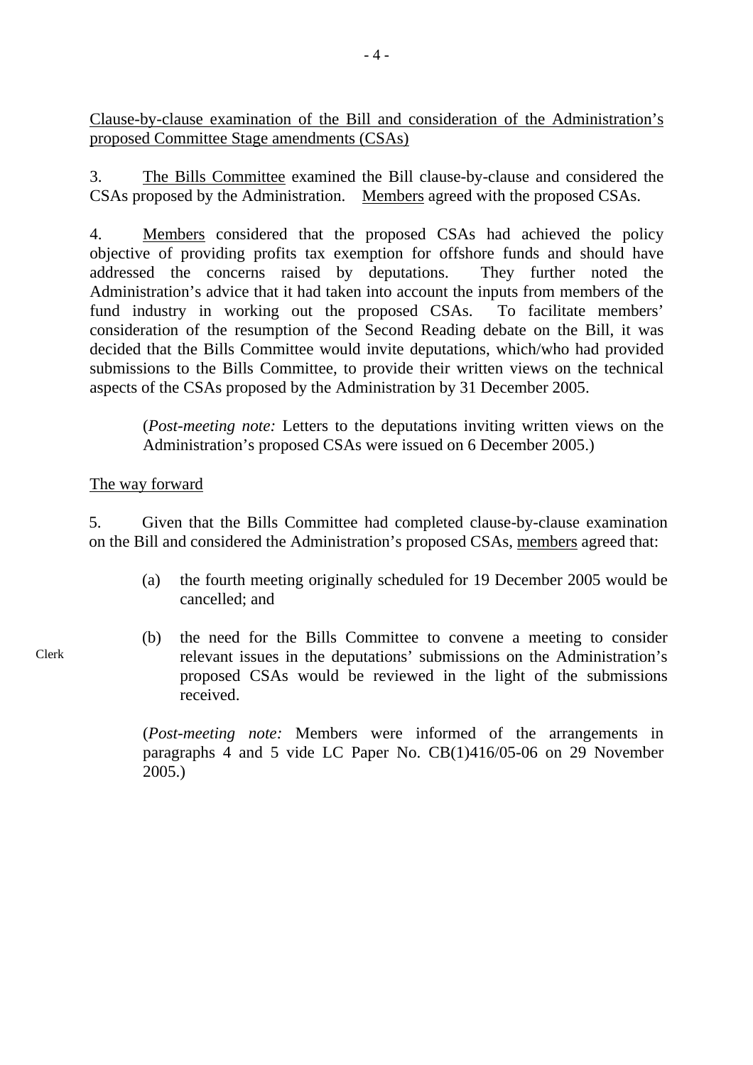<u>Clause-by-clause examination of the Bill and consideration of the Administration's proposed Committee Stage amendments (CSAs)</u>

3. <u>The Bills Committee</u> examined the Bill clause-by-clause and considered the CSAs proposed by the Administration. <u>Members</u> agreed with the proposed CSAs.

4. <u>Members</u> considered that the proposed CSAs had achieved the policy objective of providing profits tax exemption for offshore funds and should have addressed the concerns raised by deputations. They further noted the Administration's advice that it had taken into account the inputs from members of the fund industry in working out the proposed CSAs. To facilitate members' consideration of the resumption of the Second Reading debate on the Bill, it was decided that the Bills Committee would invite deputations, which/who had provided submissions to the Bills Committee, to provide their written views on the technical aspects of the CSAs proposed by the Administration by 31 December 2005.

> (*Post-meeting note:* Letters to the deputations inviting written views on the Administration's proposed CSAs were issued on 6 December 2005.)

<u>The way forward</u>

5. Given that the Bills Committee had completed clause-by-clause examination on the Bill and considered the Administration's proposed CSAs, <u>members</u> agreed that:

(a) the fourth meeting originally scheduled for 19 December 2005 would be cancelled; and

Clerk

(b) the need for the Bills Committee to convene a meeting to consider relevant issues in the deputations' submissions on the Administration's proposed CSAs would be reviewed in the light of the submissions received.

> (*Post-meeting note:* Members were informed of the arrangements in paragraphs 4 and 5 vide LC Paper No. CB(1)416/05-06 on 29 November 2005.)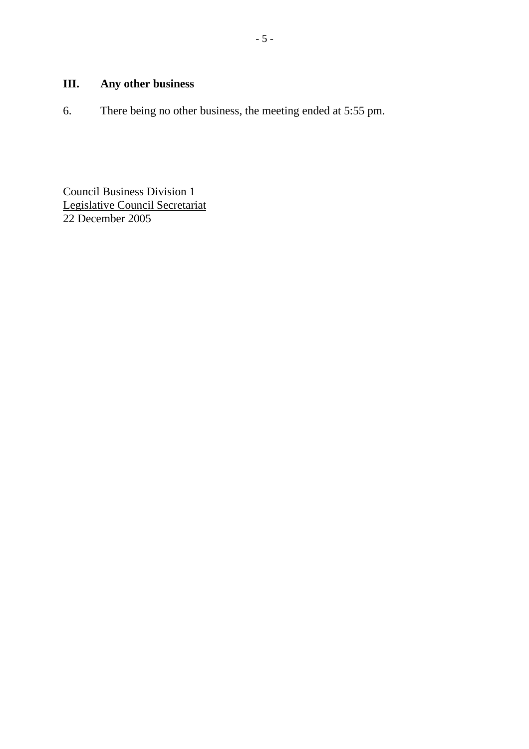## III. Any other business

6. There being no other business, the meeting ended at 5:55 pm.

Council Business Division 1
Legislative Council Secretariat
22 December 2005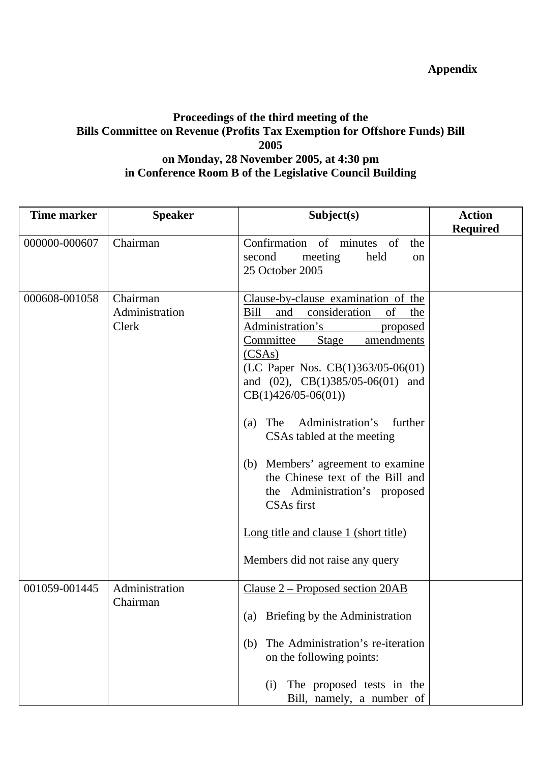**Appendix**

**Proceedings of the third meeting of the Bills Committee on Revenue (Profits Tax Exemption for Offshore Funds) Bill 2005 on Monday, 28 November 2005, at 4:30 pm in Conference Room B of the Legislative Council Building**

| Time marker | Speaker | Subject(s) | Action Required |
|---|---|---|---|
| 000000-000607 | Chairman | Confirmation of minutes of the second meeting held on 25 October 2005 | |
| 000608-001058 | Chairman<br>Administration<br>Clerk | <u>Clause-by-clause examination of the Bill and consideration of the Administration's proposed Committee Stage amendments (CSAs)</u><br>(LC Paper Nos. CB(1)363/05-06(01) and (02), CB(1)385/05-06(01) and CB(1)426/05-06(01))<br><br>(a) The Administration's further CSAs tabled at the meeting<br><br>(b) Members' agreement to examine the Chinese text of the Bill and the Administration's proposed CSAs first<br><br><u>Long title and clause 1 (short title)</u><br><br>Members did not raise any query | |
| 001059-001445 | Administration<br>Chairman | <u>Clause 2 – Proposed section 20AB</u><br><br>(a) Briefing by the Administration<br><br>(b) The Administration's re-iteration on the following points:<br><br>(i) The proposed tests in the Bill, namely, a number of | |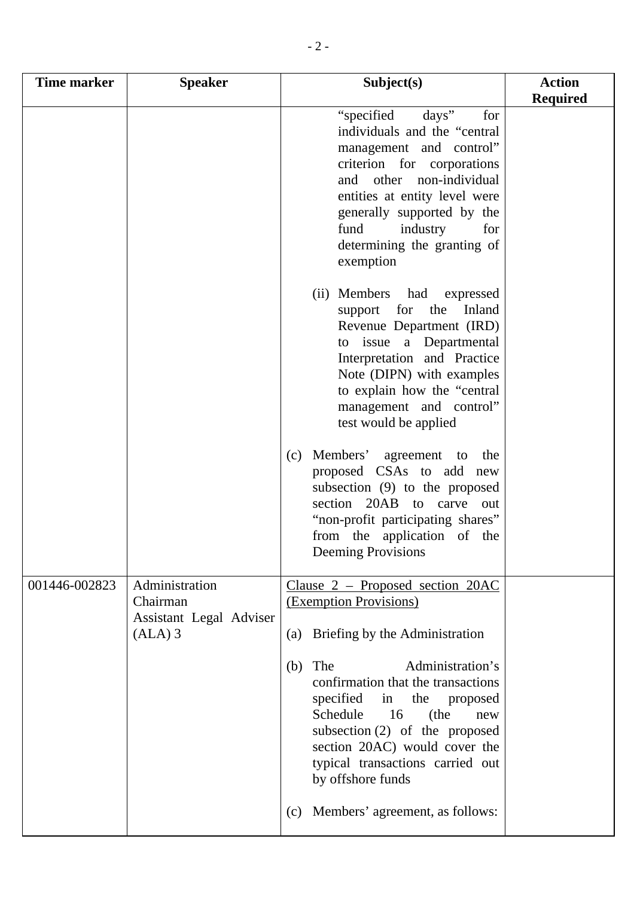| Time marker | Speaker | Subject(s) | Action Required |
|---|---|---|---|
| | | "specified days" for individuals and the "central management and control" criterion for corporations and other non-individual entities at entity level were generally supported by the fund industry for determining the granting of exemption<br><br>(ii) Members had expressed support for the Inland Revenue Department (IRD) to issue a Departmental Interpretation and Practice Note (DIPN) with examples to explain how the "central management and control" test would be applied<br><br>(c) Members' agreement to the proposed CSAs to add new subsection (9) to the proposed section 20AB to carve out "non-profit participating shares" from the application of the Deeming Provisions | |
| 001446-002823 | Administration<br>Chairman<br>Assistant Legal Adviser (ALA) 3 | <u>Clause 2 – Proposed section 20AC (Exemption Provisions)</u><br><br>(a) Briefing by the Administration<br><br>(b) The Administration's confirmation that the transactions specified in the proposed Schedule 16 (the new subsection (2) of the proposed section 20AC) would cover the typical transactions carried out by offshore funds<br><br>(c) Members' agreement, as follows: | |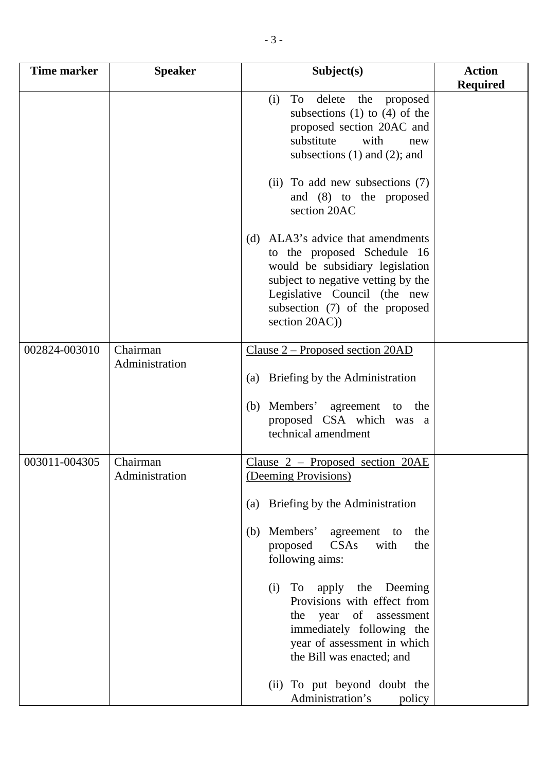| Time marker | Speaker | Subject(s) | Action Required |
|---|---|---|---|
| | | (i) To delete the proposed subsections (1) to (4) of the proposed section 20AC and substitute with new subsections (1) and (2); and<br><br>(ii) To add new subsections (7) and (8) to the proposed section 20AC<br><br>(d) ALA3's advice that amendments to the proposed Schedule 16 would be subsidiary legislation subject to negative vetting by the Legislative Council (the new subsection (7) of the proposed section 20AC)) | |
| 002824-003010 | Chairman<br>Administration | <u>Clause 2 – Proposed section 20AD</u><br><br>(a) Briefing by the Administration<br><br>(b) Members' agreement to the proposed CSA which was a technical amendment | |
| 003011-004305 | Chairman<br>Administration | <u>Clause 2 – Proposed section 20AE (Deeming Provisions)</u><br><br>(a) Briefing by the Administration<br><br>(b) Members' agreement to the proposed CSAs with the following aims:<br><br>(i) To apply the Deeming Provisions with effect from the year of assessment immediately following the year of assessment in which the Bill was enacted; and<br><br>(ii) To put beyond doubt the Administration's policy | |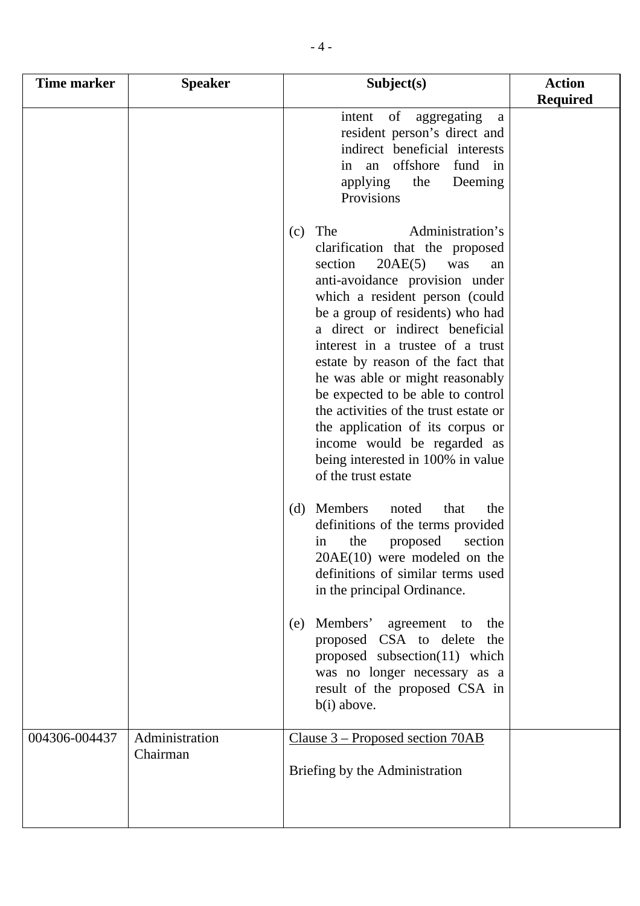| Time marker | Speaker | Subject(s) | Action Required |
|---|---|---|---|
| | | intent of aggregating a resident person's direct and indirect beneficial interests in an offshore fund in applying the Deeming Provisions<br><br>(c) The Administration's clarification that the proposed section 20AE(5) was an anti-avoidance provision under which a resident person (could be a group of residents) who had a direct or indirect beneficial interest in a trustee of a trust estate by reason of the fact that he was able or might reasonably be expected to be able to control the activities of the trust estate or the application of its corpus or income would be regarded as being interested in 100% in value of the trust estate<br><br>(d) Members noted that the definitions of the terms provided in the proposed section 20AE(10) were modeled on the definitions of similar terms used in the principal Ordinance.<br><br>(e) Members' agreement to the proposed CSA to delete the proposed subsection(11) which was no longer necessary as a result of the proposed CSA in b(i) above. | |
| 004306-004437 | Administration<br>Chairman | <u>Clause 3 – Proposed section 70AB</u><br><br>Briefing by the Administration | |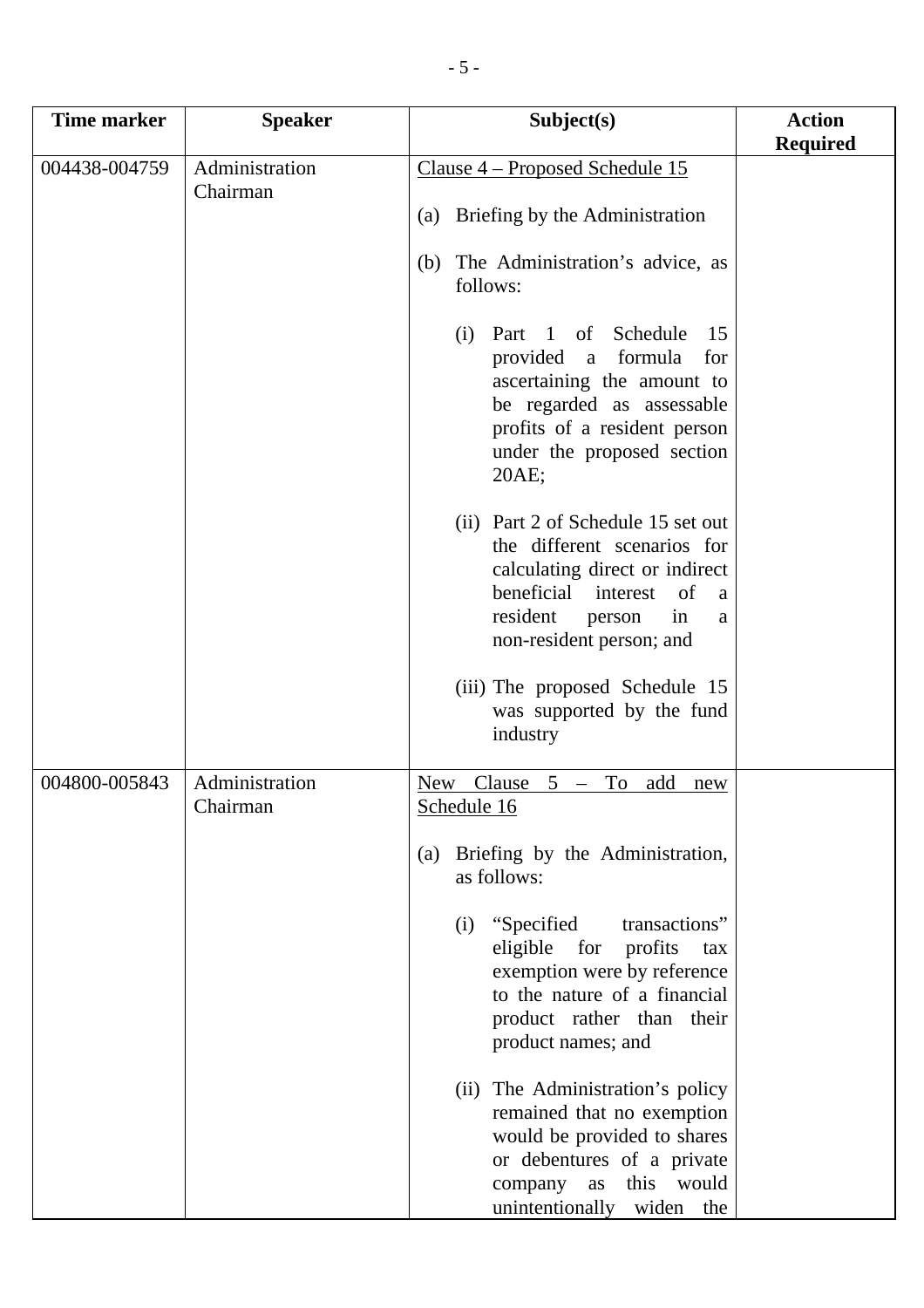| Time marker | Speaker | Subject(s) | Action Required |
|---|---|---|---|
| 004438-004759 | Administration<br>Chairman | Clause 4 – Proposed Schedule 15<br><br>(a) Briefing by the Administration<br><br>(b) The Administration's advice, as follows:<br><br>(i) Part 1 of Schedule 15 provided a formula for ascertaining the amount to be regarded as assessable profits of a resident person under the proposed section 20AE;<br><br>(ii) Part 2 of Schedule 15 set out the different scenarios for calculating direct or indirect beneficial interest of a resident person in a non-resident person; and<br><br>(iii) The proposed Schedule 15 was supported by the fund industry | |
| 004800-005843 | Administration<br>Chairman | New Clause 5 – To add new Schedule 16<br><br>(a) Briefing by the Administration, as follows:<br><br>(i) "Specified transactions" eligible for profits tax exemption were by reference to the nature of a financial product rather than their product names; and<br><br>(ii) The Administration's policy remained that no exemption would be provided to shares or debentures of a private company as this would unintentionally widen the | |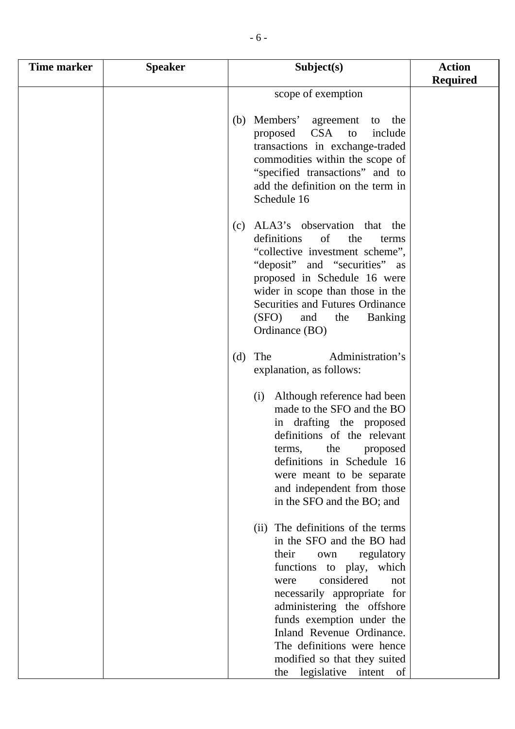| Time marker | Speaker | Subject(s) | Action Required |
|---|---|---|---|
| | | scope of exemption<br><br>(b) Members' agreement to the proposed CSA to include transactions in exchange-traded commodities within the scope of "specified transactions" and to add the definition on the term in Schedule 16<br><br>(c) ALA3's observation that the definitions of the terms "collective investment scheme", "deposit" and "securities" as proposed in Schedule 16 were wider in scope than those in the Securities and Futures Ordinance (SFO) and the Banking Ordinance (BO)<br><br>(d) The Administration's explanation, as follows:<br><br>(i) Although reference had been made to the SFO and the BO in drafting the proposed definitions of the relevant terms, the proposed definitions in Schedule 16 were meant to be separate and independent from those in the SFO and the BO; and<br><br>(ii) The definitions of the terms in the SFO and the BO had their own regulatory functions to play, which were considered not necessarily appropriate for administering the offshore funds exemption under the Inland Revenue Ordinance. The definitions were hence modified so that they suited the legislative intent of | |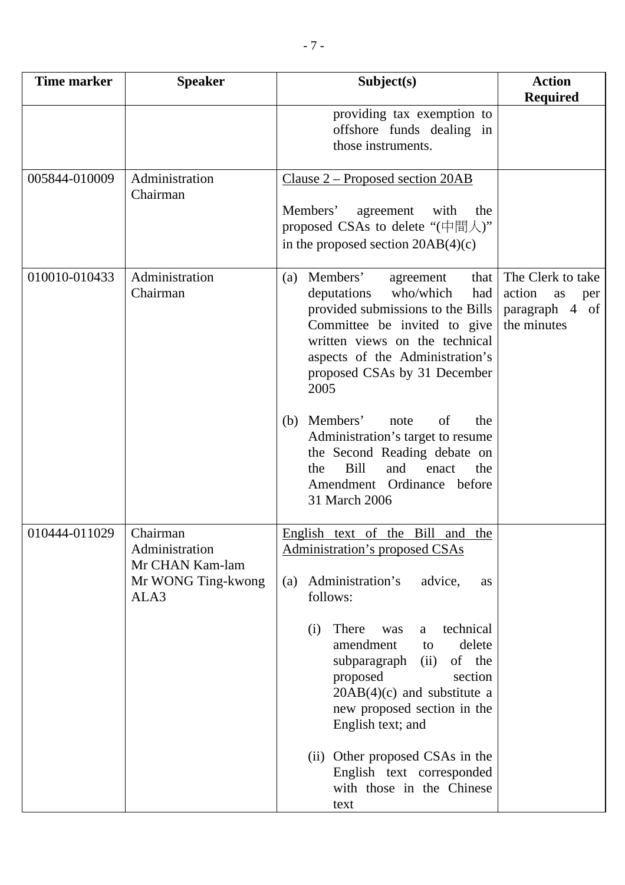| Time marker | Speaker | Subject(s) | Action Required |
|---|---|---|---|
| | | providing tax exemption to offshore funds dealing in those instruments. | |
| 005844-010009 | Administration<br>Chairman | <u>Clause 2 – Proposed section 20AB</u><br><br>Members' agreement with the proposed CSAs to delete "(中間人)" in the proposed section 20AB(4)(c) | |
| 010010-010433 | Administration<br>Chairman | (a) Members' agreement that deputations who/which had provided submissions to the Bills Committee be invited to give written views on the technical aspects of the Administration's proposed CSAs by 31 December 2005<br><br>(b) Members' note of the Administration's target to resume the Second Reading debate on the Bill and enact the Amendment Ordinance before 31 March 2006 | The Clerk to take action as per paragraph 4 of the minutes |
| 010444-011029 | Chairman<br>Administration<br>Mr CHAN Kam-lam<br>Mr WONG Ting-kwong<br>ALA3 | <u>English text of the Bill and the Administration's proposed CSAs</u><br><br>(a) Administration's advice, as follows:<br><br>(i) There was a technical amendment to delete subparagraph (ii) of the proposed section 20AB(4)(c) and substitute a new proposed section in the English text; and<br><br>(ii) Other proposed CSAs in the English text corresponded with those in the Chinese text | |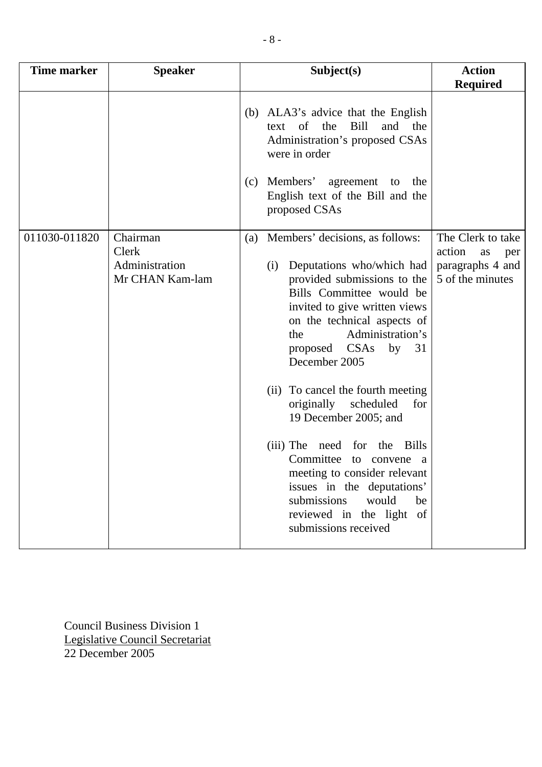| Time marker | Speaker | Subject(s) | Action Required |
|---|---|---|---|
| | | (b) ALA3's advice that the English text of the Bill and the Administration's proposed CSAs were in order<br><br>(c) Members' agreement to the English text of the Bill and the proposed CSAs | |
| 011030-011820 | Chairman<br>Clerk<br>Administration<br>Mr CHAN Kam-lam | (a) Members' decisions, as follows:<br><br>(i) Deputations who/which had provided submissions to the Bills Committee would be invited to give written views on the technical aspects of the Administration's proposed CSAs by 31 December 2005<br><br>(ii) To cancel the fourth meeting originally scheduled for 19 December 2005; and<br><br>(iii) The need for the Bills Committee to convene a meeting to consider relevant issues in the deputations' submissions would be reviewed in the light of submissions received | The Clerk to take action as per paragraphs 4 and 5 of the minutes |

Council Business Division 1
Legislative Council Secretariat
22 December 2005